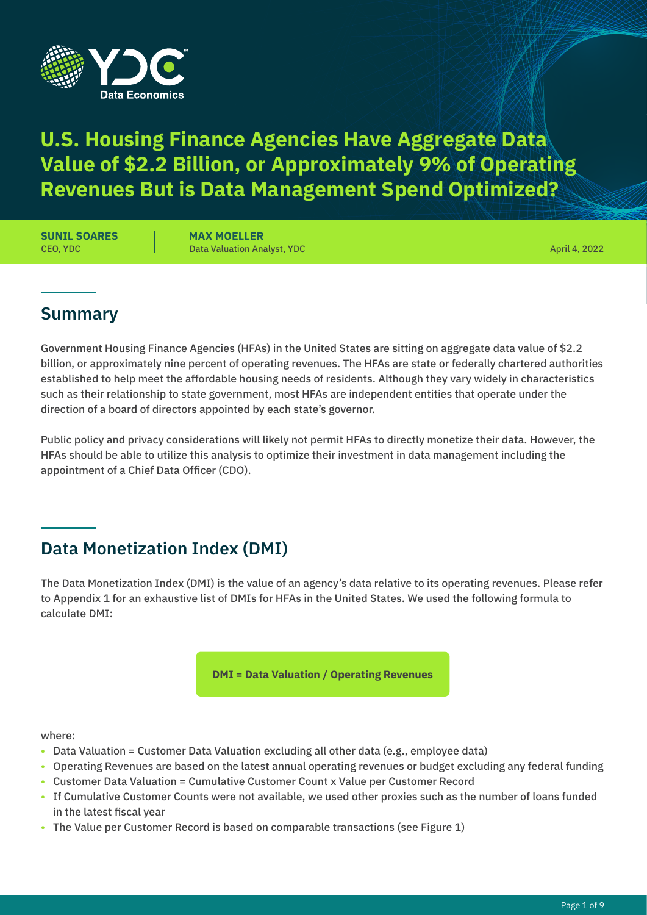YDC Data Economics

# U.S. Housing Finance Agencies Have Aggregate Data Value of $2.2 Billion, or Approximately 9% of Operating Revenues But is Data Management Spend Optimized?

**SUNIL SOARES**
CEO, YDC

**MAX MOELLER**
Data Valuation Analyst, YDC

April 4, 2022

## Summary

Government Housing Finance Agencies (HFAs) in the United States are sitting on aggregate data value of $2.2 billion, or approximately nine percent of operating revenues. The HFAs are state or federally chartered authorities established to help meet the affordable housing needs of residents. Although they vary widely in characteristics such as their relationship to state government, most HFAs are independent entities that operate under the direction of a board of directors appointed by each state's governor.

Public policy and privacy considerations will likely not permit HFAs to directly monetize their data. However, the HFAs should be able to utilize this analysis to optimize their investment in data management including the appointment of a Chief Data Officer (CDO).

## Data Monetization Index (DMI)

The Data Monetization Index (DMI) is the value of an agency's data relative to its operating revenues. Please refer to Appendix 1 for an exhaustive list of DMIs for HFAs in the United States. We used the following formula to calculate DMI:

**DMI = Data Valuation / Operating Revenues**

where:

- Data Valuation = Customer Data Valuation excluding all other data (e.g., employee data)
- Operating Revenues are based on the latest annual operating revenues or budget excluding any federal funding
- Customer Data Valuation = Cumulative Customer Count x Value per Customer Record
- If Cumulative Customer Counts were not available, we used other proxies such as the number of loans funded in the latest fiscal year
- The Value per Customer Record is based on comparable transactions (see Figure 1)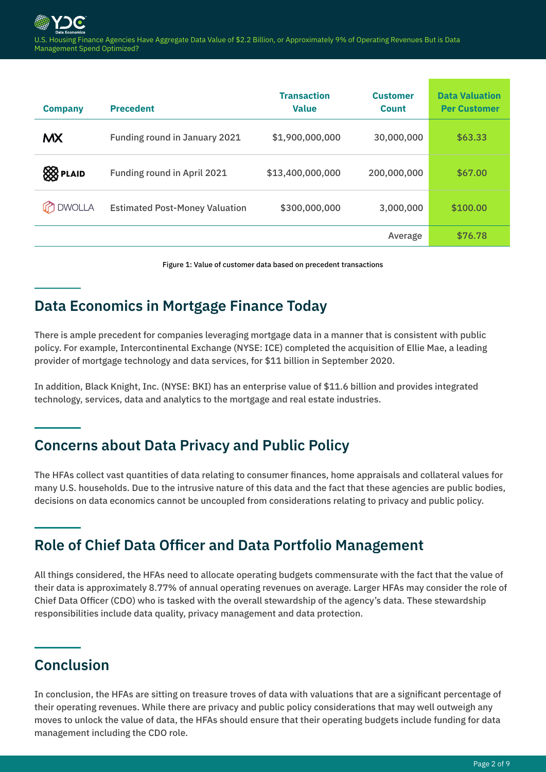| Company | Precedent | Transaction Value | Customer Count | Data Valuation Per Customer |
|---|---|---|---|---|
| MX | Funding round in January 2021 | $1,900,000,000 | 30,000,000 | $63.33 |
| PLAID | Funding round in April 2021 | $13,400,000,000 | 200,000,000 | $67.00 |
| DWOLLA | Estimated Post-Money Valuation | $300,000,000 | 3,000,000 | $100.00 |
| | | | Average | $76.78 |

Figure 1: Value of customer data based on precedent transactions

## Data Economics in Mortgage Finance Today

There is ample precedent for companies leveraging mortgage data in a manner that is consistent with public policy. For example, Intercontinental Exchange (NYSE: ICE) completed the acquisition of Ellie Mae, a leading provider of mortgage technology and data services, for $11 billion in September 2020.

In addition, Black Knight, Inc. (NYSE: BKI) has an enterprise value of $11.6 billion and provides integrated technology, services, data and analytics to the mortgage and real estate industries.

## Concerns about Data Privacy and Public Policy

The HFAs collect vast quantities of data relating to consumer finances, home appraisals and collateral values for many U.S. households. Due to the intrusive nature of this data and the fact that these agencies are public bodies, decisions on data economics cannot be uncoupled from considerations relating to privacy and public policy.

## Role of Chief Data Officer and Data Portfolio Management

All things considered, the HFAs need to allocate operating budgets commensurate with the fact that the value of their data is approximately 8.77% of annual operating revenues on average. Larger HFAs may consider the role of Chief Data Officer (CDO) who is tasked with the overall stewardship of the agency's data. These stewardship responsibilities include data quality, privacy management and data protection.

## Conclusion

In conclusion, the HFAs are sitting on treasure troves of data with valuations that are a significant percentage of their operating revenues. While there are privacy and public policy considerations that may well outweigh any moves to unlock the value of data, the HFAs should ensure that their operating budgets include funding for data management including the CDO role.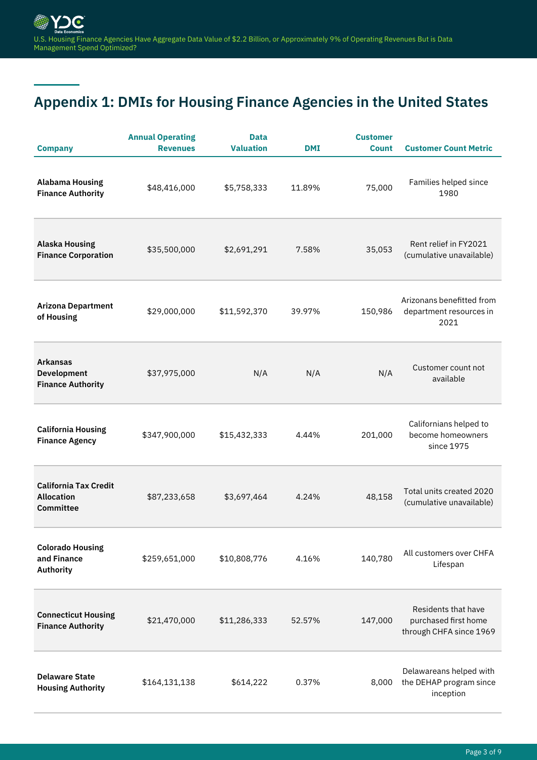## Appendix 1: DMIs for Housing Finance Agencies in the United States

| Company | Annual Operating Revenues | Data Valuation | DMI | Customer Count | Customer Count Metric |
|---|---|---|---|---|---|
| **Alabama Housing Finance Authority** | $48,416,000 | $5,758,333 | 11.89% | 75,000 | Families helped since 1980 |
| **Alaska Housing Finance Corporation** | $35,500,000 | $2,691,291 | 7.58% | 35,053 | Rent relief in FY2021 (cumulative unavailable) |
| **Arizona Department of Housing** | $29,000,000 | $11,592,370 | 39.97% | 150,986 | Arizonans benefitted from department resources in 2021 |
| **Arkansas Development Finance Authority** | $37,975,000 | N/A | N/A | N/A | Customer count not available |
| **California Housing Finance Agency** | $347,900,000 | $15,432,333 | 4.44% | 201,000 | Californians helped to become homeowners since 1975 |
| **California Tax Credit Allocation Committee** | $87,233,658 | $3,697,464 | 4.24% | 48,158 | Total units created 2020 (cumulative unavailable) |
| **Colorado Housing and Finance Authority** | $259,651,000 | $10,808,776 | 4.16% | 140,780 | All customers over CHFA Lifespan |
| **Connecticut Housing Finance Authority** | $21,470,000 | $11,286,333 | 52.57% | 147,000 | Residents that have purchased first home through CHFA since 1969 |
| **Delaware State Housing Authority** | $164,131,138 | $614,222 | 0.37% | 8,000 | Delawareans helped with the DEHAP program since inception |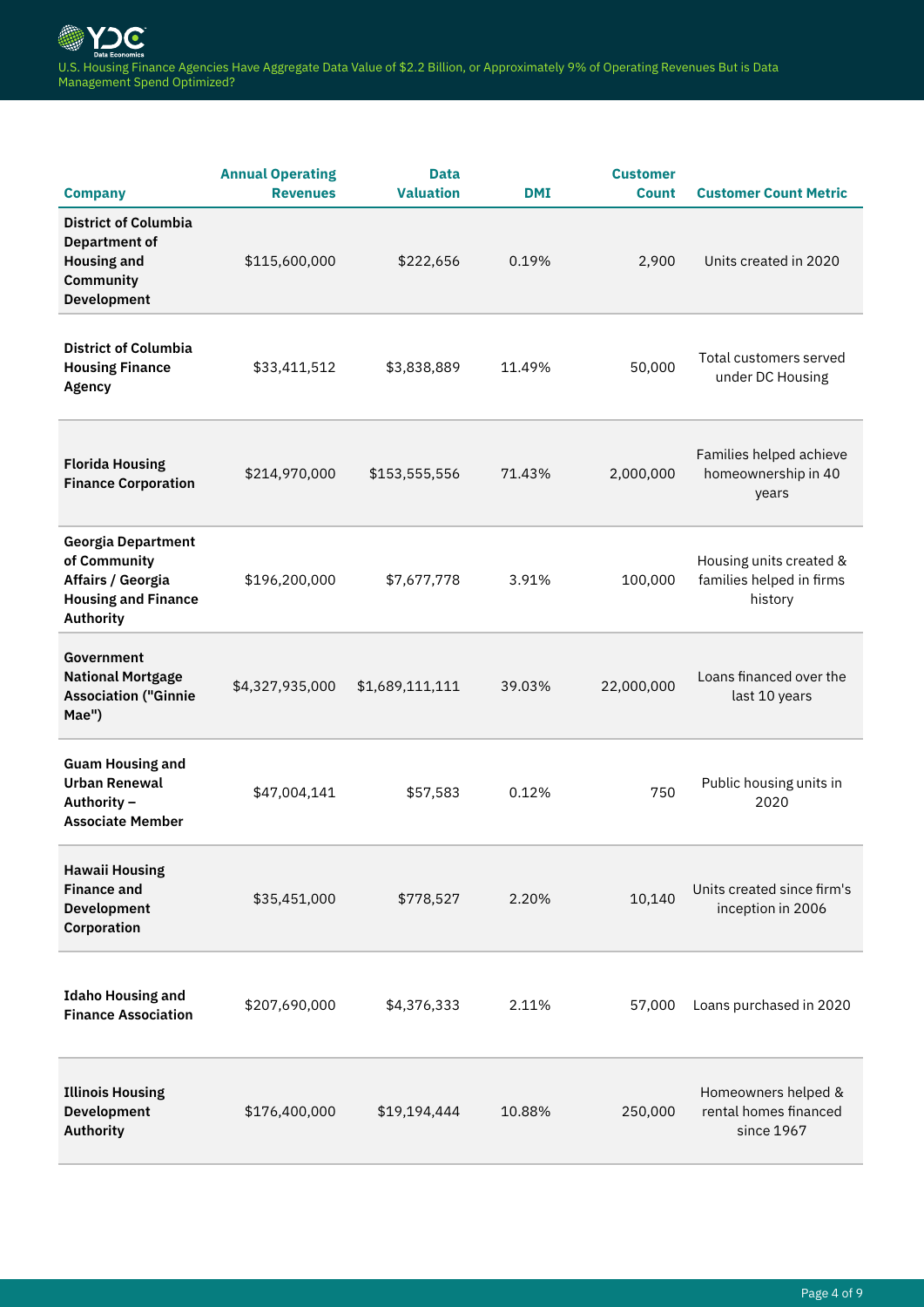| Company | Annual Operating Revenues | Data Valuation | DMI | Customer Count | Customer Count Metric |
|---|---|---|---|---|---|
| **District of Columbia Department of Housing and Community Development** | $115,600,000 | $222,656 | 0.19% | 2,900 | Units created in 2020 |
| **District of Columbia Housing Finance Agency** | $33,411,512 | $3,838,889 | 11.49% | 50,000 | Total customers served under DC Housing |
| **Florida Housing Finance Corporation** | $214,970,000 | $153,555,556 | 71.43% | 2,000,000 | Families helped achieve homeownership in 40 years |
| **Georgia Department of Community Affairs / Georgia Housing and Finance Authority** | $196,200,000 | $7,677,778 | 3.91% | 100,000 | Housing units created & families helped in firms history |
| **Government National Mortgage Association ("Ginnie Mae")** | $4,327,935,000 | $1,689,111,111 | 39.03% | 22,000,000 | Loans financed over the last 10 years |
| **Guam Housing and Urban Renewal Authority – Associate Member** | $47,004,141 | $57,583 | 0.12% | 750 | Public housing units in 2020 |
| **Hawaii Housing Finance and Development Corporation** | $35,451,000 | $778,527 | 2.20% | 10,140 | Units created since firm's inception in 2006 |
| **Idaho Housing and Finance Association** | $207,690,000 | $4,376,333 | 2.11% | 57,000 | Loans purchased in 2020 |
| **Illinois Housing Development Authority** | $176,400,000 | $19,194,444 | 10.88% | 250,000 | Homeowners helped & rental homes financed since 1967 |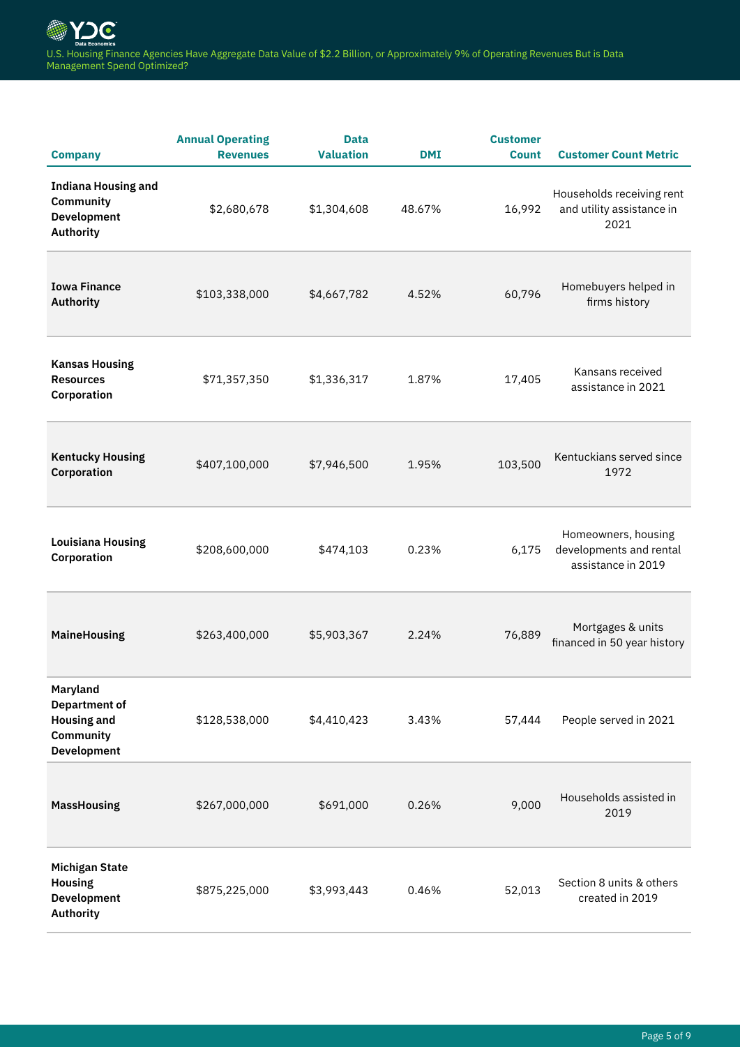| Company | Annual Operating Revenues | Data Valuation | DMI | Customer Count | Customer Count Metric |
|---|---|---|---|---|---|
| **Indiana Housing and Community Development Authority** | $2,680,678 | $1,304,608 | 48.67% | 16,992 | Households receiving rent and utility assistance in 2021 |
| **Iowa Finance Authority** | $103,338,000 | $4,667,782 | 4.52% | 60,796 | Homebuyers helped in firms history |
| **Kansas Housing Resources Corporation** | $71,357,350 | $1,336,317 | 1.87% | 17,405 | Kansans received assistance in 2021 |
| **Kentucky Housing Corporation** | $407,100,000 | $7,946,500 | 1.95% | 103,500 | Kentuckians served since 1972 |
| **Louisiana Housing Corporation** | $208,600,000 | $474,103 | 0.23% | 6,175 | Homeowners, housing developments and rental assistance in 2019 |
| **MaineHousing** | $263,400,000 | $5,903,367 | 2.24% | 76,889 | Mortgages & units financed in 50 year history |
| **Maryland Department of Housing and Community Development** | $128,538,000 | $4,410,423 | 3.43% | 57,444 | People served in 2021 |
| **MassHousing** | $267,000,000 | $691,000 | 0.26% | 9,000 | Households assisted in 2019 |
| **Michigan State Housing Development Authority** | $875,225,000 | $3,993,443 | 0.46% | 52,013 | Section 8 units & others created in 2019 |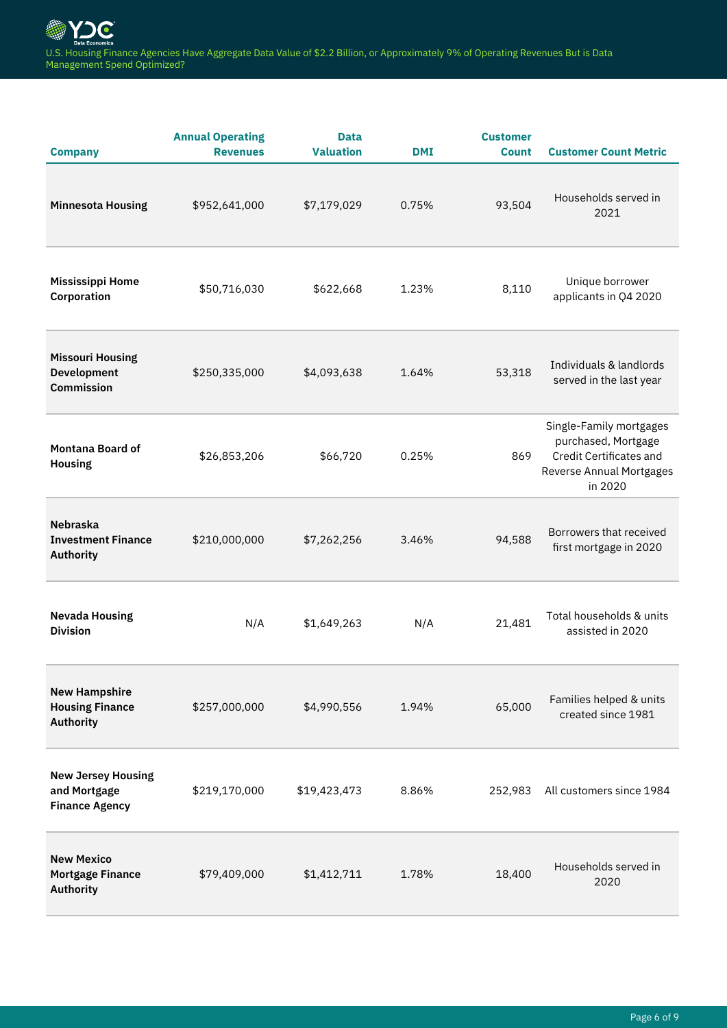| Company | Annual Operating Revenues | Data Valuation | DMI | Customer Count | Customer Count Metric |
|---|---|---|---|---|---|
| **Minnesota Housing** | $952,641,000 | $7,179,029 | 0.75% | 93,504 | Households served in 2021 |
| **Mississippi Home Corporation** | $50,716,030 | $622,668 | 1.23% | 8,110 | Unique borrower applicants in Q4 2020 |
| **Missouri Housing Development Commission** | $250,335,000 | $4,093,638 | 1.64% | 53,318 | Individuals & landlords served in the last year |
| **Montana Board of Housing** | $26,853,206 | $66,720 | 0.25% | 869 | Single-Family mortgages purchased, Mortgage Credit Certificates and Reverse Annual Mortgages in 2020 |
| **Nebraska Investment Finance Authority** | $210,000,000 | $7,262,256 | 3.46% | 94,588 | Borrowers that received first mortgage in 2020 |
| **Nevada Housing Division** | N/A | $1,649,263 | N/A | 21,481 | Total households & units assisted in 2020 |
| **New Hampshire Housing Finance Authority** | $257,000,000 | $4,990,556 | 1.94% | 65,000 | Families helped & units created since 1981 |
| **New Jersey Housing and Mortgage Finance Agency** | $219,170,000 | $19,423,473 | 8.86% | 252,983 | All customers since 1984 |
| **New Mexico Mortgage Finance Authority** | $79,409,000 | $1,412,711 | 1.78% | 18,400 | Households served in 2020 |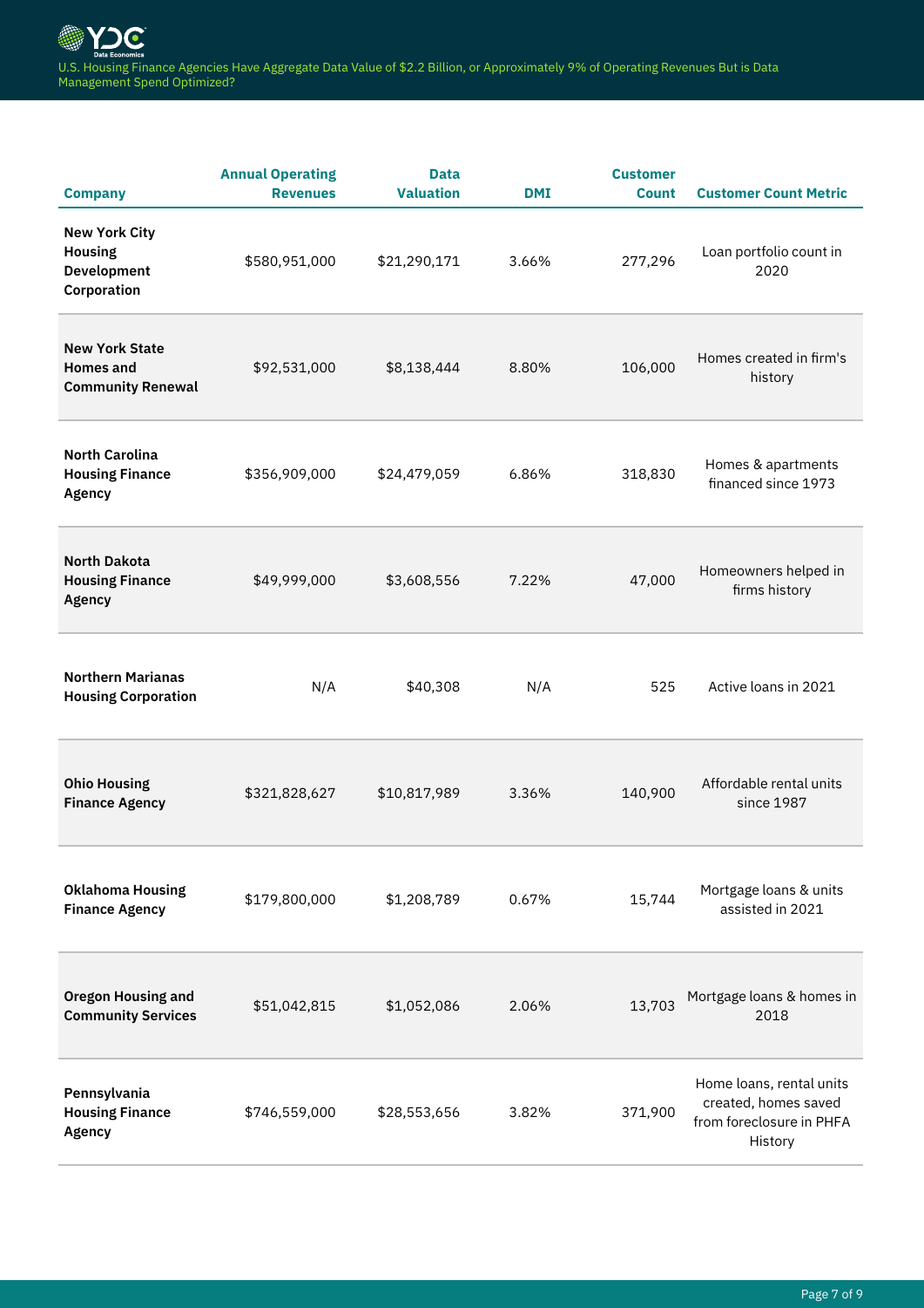| Company | Annual Operating Revenues | Data Valuation | DMI | Customer Count | Customer Count Metric |
|---|---|---|---|---|---|
| New York City Housing Development Corporation | $580,951,000 | $21,290,171 | 3.66% | 277,296 | Loan portfolio count in 2020 |
| New York State Homes and Community Renewal | $92,531,000 | $8,138,444 | 8.80% | 106,000 | Homes created in firm's history |
| North Carolina Housing Finance Agency | $356,909,000 | $24,479,059 | 6.86% | 318,830 | Homes & apartments financed since 1973 |
| North Dakota Housing Finance Agency | $49,999,000 | $3,608,556 | 7.22% | 47,000 | Homeowners helped in firms history |
| Northern Marianas Housing Corporation | N/A | $40,308 | N/A | 525 | Active loans in 2021 |
| Ohio Housing Finance Agency | $321,828,627 | $10,817,989 | 3.36% | 140,900 | Affordable rental units since 1987 |
| Oklahoma Housing Finance Agency | $179,800,000 | $1,208,789 | 0.67% | 15,744 | Mortgage loans & units assisted in 2021 |
| Oregon Housing and Community Services | $51,042,815 | $1,052,086 | 2.06% | 13,703 | Mortgage loans & homes in 2018 |
| Pennsylvania Housing Finance Agency | $746,559,000 | $28,553,656 | 3.82% | 371,900 | Home loans, rental units created, homes saved from foreclosure in PHFA History |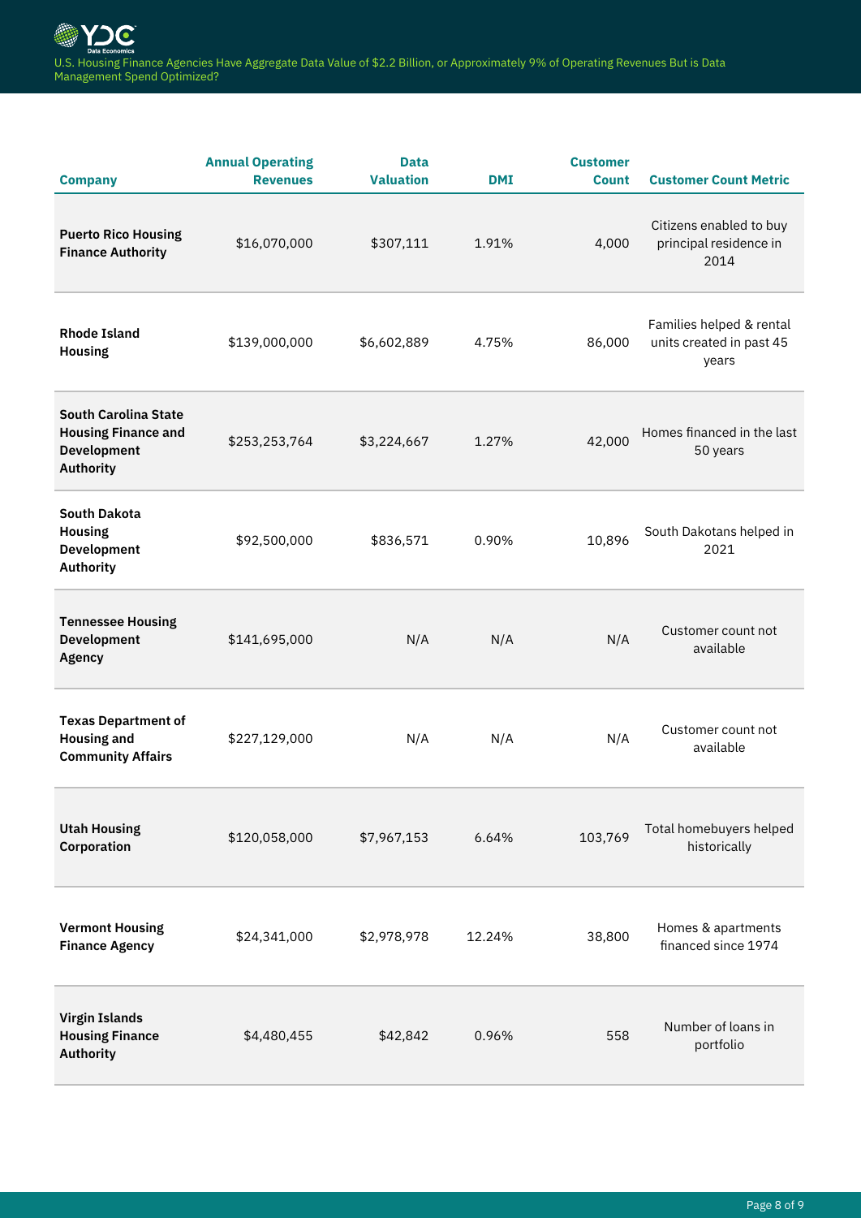| Company | Annual Operating Revenues | Data Valuation | DMI | Customer Count | Customer Count Metric |
|---|---|---|---|---|---|
| **Puerto Rico Housing Finance Authority** | $16,070,000 | $307,111 | 1.91% | 4,000 | Citizens enabled to buy principal residence in 2014 |
| **Rhode Island Housing** | $139,000,000 | $6,602,889 | 4.75% | 86,000 | Families helped & rental units created in past 45 years |
| **South Carolina State Housing Finance and Development Authority** | $253,253,764 | $3,224,667 | 1.27% | 42,000 | Homes financed in the last 50 years |
| **South Dakota Housing Development Authority** | $92,500,000 | $836,571 | 0.90% | 10,896 | South Dakotans helped in 2021 |
| **Tennessee Housing Development Agency** | $141,695,000 | N/A | N/A | N/A | Customer count not available |
| **Texas Department of Housing and Community Affairs** | $227,129,000 | N/A | N/A | N/A | Customer count not available |
| **Utah Housing Corporation** | $120,058,000 | $7,967,153 | 6.64% | 103,769 | Total homebuyers helped historically |
| **Vermont Housing Finance Agency** | $24,341,000 | $2,978,978 | 12.24% | 38,800 | Homes & apartments financed since 1974 |
| **Virgin Islands Housing Finance Authority** | $4,480,455 | $42,842 | 0.96% | 558 | Number of loans in portfolio |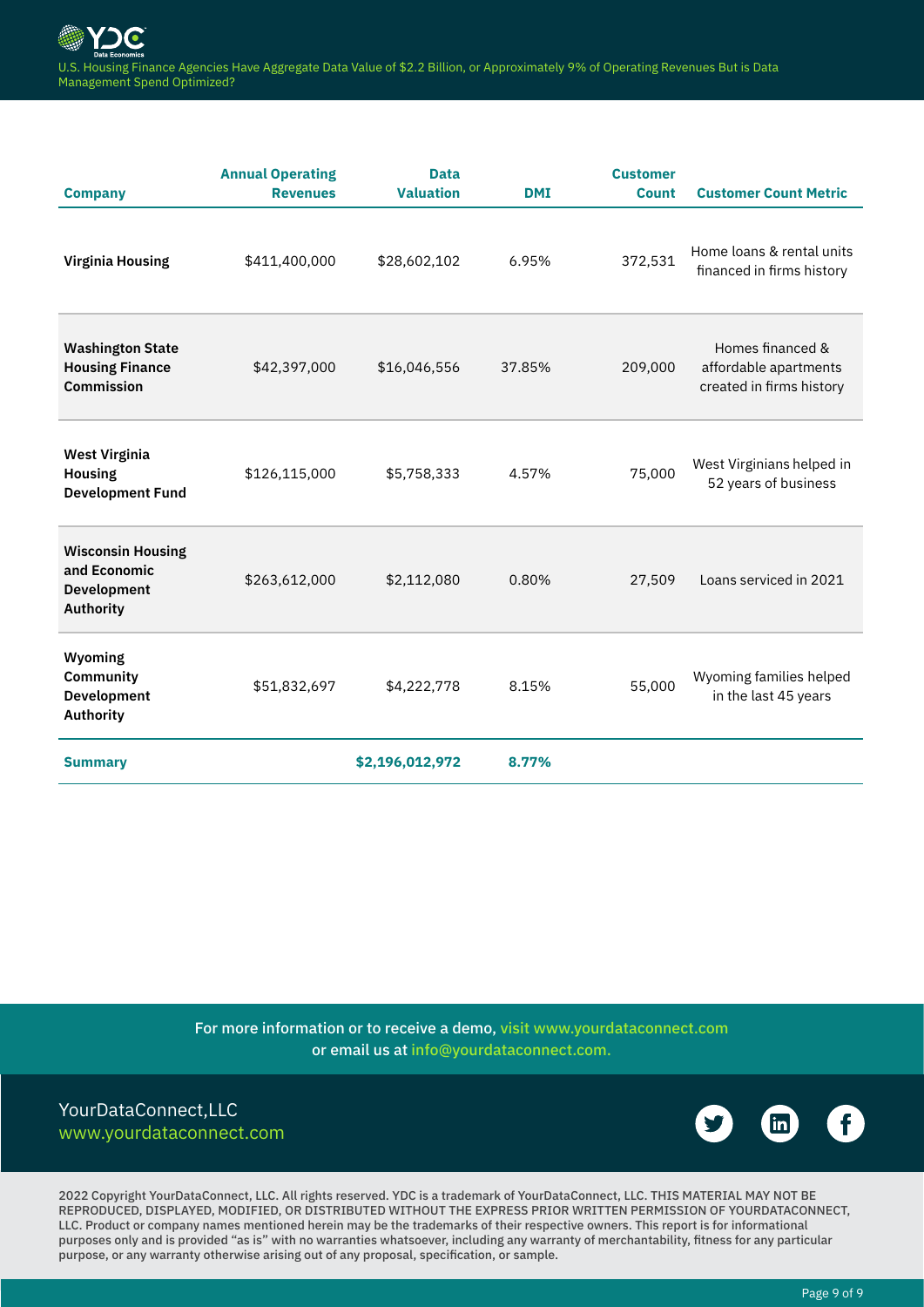| Company | Annual Operating Revenues | Data Valuation | DMI | Customer Count | Customer Count Metric |
|---|---|---|---|---|---|
| **Virginia Housing** | $411,400,000 | $28,602,102 | 6.95% | 372,531 | Home loans & rental units financed in firms history |
| **Washington State Housing Finance Commission** | $42,397,000 | $16,046,556 | 37.85% | 209,000 | Homes financed & affordable apartments created in firms history |
| **West Virginia Housing Development Fund** | $126,115,000 | $5,758,333 | 4.57% | 75,000 | West Virginians helped in 52 years of business |
| **Wisconsin Housing and Economic Development Authority** | $263,612,000 | $2,112,080 | 0.80% | 27,509 | Loans serviced in 2021 |
| **Wyoming Community Development Authority** | $51,832,697 | $4,222,778 | 8.15% | 55,000 | Wyoming families helped in the last 45 years |
| **Summary** | | **$2,196,012,972** | **8.77%** | | |

For more information or to receive a demo, visit www.yourdataconnect.com or email us at info@yourdataconnect.com.

YourDataConnect,LLC
www.yourdataconnect.com

2022 Copyright YourDataConnect, LLC. All rights reserved. YDC is a trademark of YourDataConnect, LLC. THIS MATERIAL MAY NOT BE REPRODUCED, DISPLAYED, MODIFIED, OR DISTRIBUTED WITHOUT THE EXPRESS PRIOR WRITTEN PERMISSION OF YOURDATACONNECT, LLC. Product or company names mentioned herein may be the trademarks of their respective owners. This report is for informational purposes only and is provided "as is" with no warranties whatsoever, including any warranty of merchantability, fitness for any particular purpose, or any warranty otherwise arising out of any proposal, specification, or sample.